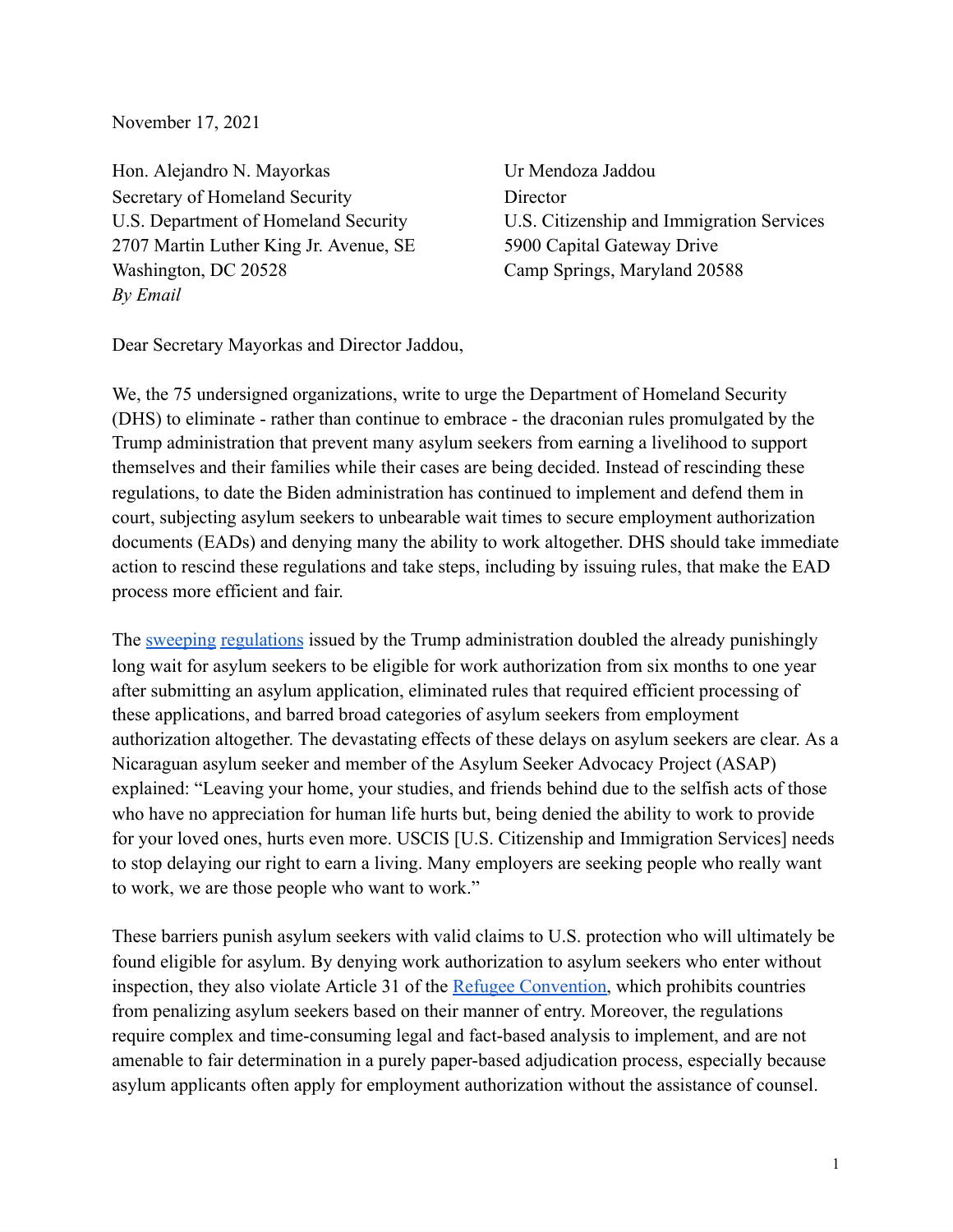November 17, 2021

Hon. Alejandro N. Mayorkas
Secretary of Homeland Security
U.S. Department of Homeland Security
2707 Martin Luther King Jr. Avenue, SE
Washington, DC 20528
*By Email*

Ur Mendoza Jaddou
Director
U.S. Citizenship and Immigration Services
5900 Capital Gateway Drive
Camp Springs, Maryland 20588

Dear Secretary Mayorkas and Director Jaddou,

We, the 75 undersigned organizations, write to urge the Department of Homeland Security (DHS) to eliminate - rather than continue to embrace - the draconian rules promulgated by the Trump administration that prevent many asylum seekers from earning a livelihood to support themselves and their families while their cases are being decided. Instead of rescinding these regulations, to date the Biden administration has continued to implement and defend them in court, subjecting asylum seekers to unbearable wait times to secure employment authorization documents (EADs) and denying many the ability to work altogether. DHS should take immediate action to rescind these regulations and take steps, including by issuing rules, that make the EAD process more efficient and fair.

The sweeping regulations issued by the Trump administration doubled the already punishingly long wait for asylum seekers to be eligible for work authorization from six months to one year after submitting an asylum application, eliminated rules that required efficient processing of these applications, and barred broad categories of asylum seekers from employment authorization altogether. The devastating effects of these delays on asylum seekers are clear. As a Nicaraguan asylum seeker and member of the Asylum Seeker Advocacy Project (ASAP) explained: "Leaving your home, your studies, and friends behind due to the selfish acts of those who have no appreciation for human life hurts but, being denied the ability to work to provide for your loved ones, hurts even more. USCIS [U.S. Citizenship and Immigration Services] needs to stop delaying our right to earn a living. Many employers are seeking people who really want to work, we are those people who want to work."

These barriers punish asylum seekers with valid claims to U.S. protection who will ultimately be found eligible for asylum. By denying work authorization to asylum seekers who enter without inspection, they also violate Article 31 of the Refugee Convention, which prohibits countries from penalizing asylum seekers based on their manner of entry. Moreover, the regulations require complex and time-consuming legal and fact-based analysis to implement, and are not amenable to fair determination in a purely paper-based adjudication process, especially because asylum applicants often apply for employment authorization without the assistance of counsel.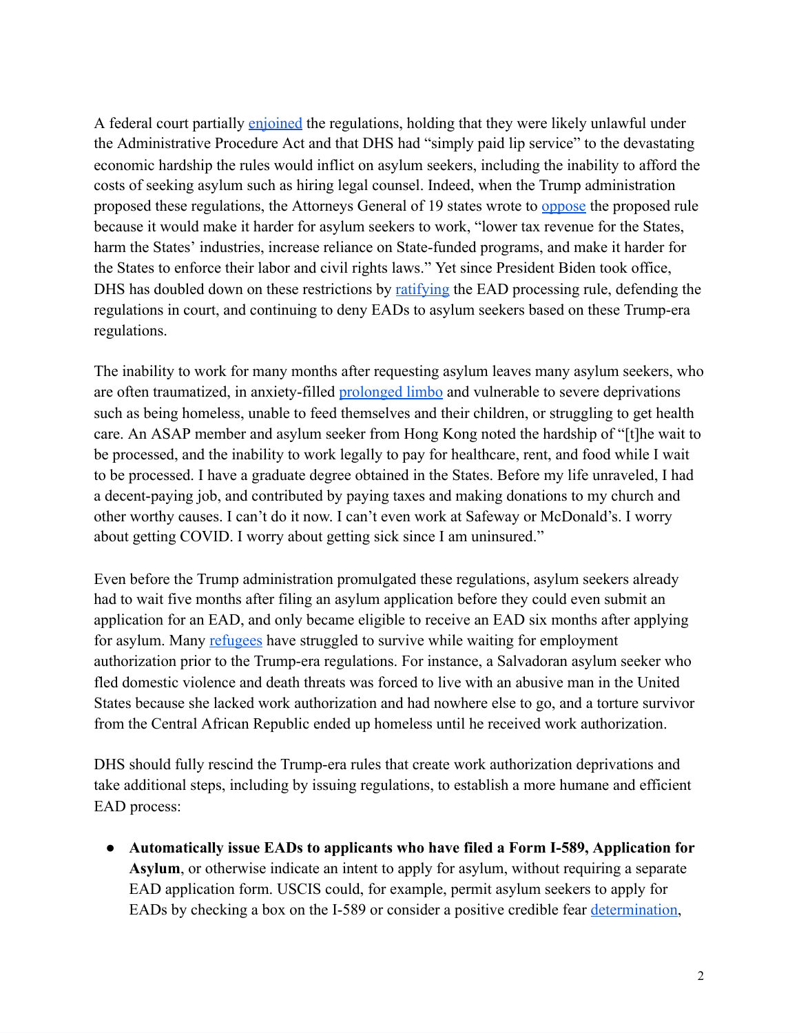A federal court partially enjoined the regulations, holding that they were likely unlawful under the Administrative Procedure Act and that DHS had "simply paid lip service" to the devastating economic hardship the rules would inflict on asylum seekers, including the inability to afford the costs of seeking asylum such as hiring legal counsel. Indeed, when the Trump administration proposed these regulations, the Attorneys General of 19 states wrote to oppose the proposed rule because it would make it harder for asylum seekers to work, "lower tax revenue for the States, harm the States' industries, increase reliance on State-funded programs, and make it harder for the States to enforce their labor and civil rights laws." Yet since President Biden took office, DHS has doubled down on these restrictions by ratifying the EAD processing rule, defending the regulations in court, and continuing to deny EADs to asylum seekers based on these Trump-era regulations.

The inability to work for many months after requesting asylum leaves many asylum seekers, who are often traumatized, in anxiety-filled prolonged limbo and vulnerable to severe deprivations such as being homeless, unable to feed themselves and their children, or struggling to get health care. An ASAP member and asylum seeker from Hong Kong noted the hardship of "[t]he wait to be processed, and the inability to work legally to pay for healthcare, rent, and food while I wait to be processed. I have a graduate degree obtained in the States. Before my life unraveled, I had a decent-paying job, and contributed by paying taxes and making donations to my church and other worthy causes. I can't do it now. I can't even work at Safeway or McDonald's. I worry about getting COVID. I worry about getting sick since I am uninsured."

Even before the Trump administration promulgated these regulations, asylum seekers already had to wait five months after filing an asylum application before they could even submit an application for an EAD, and only became eligible to receive an EAD six months after applying for asylum. Many refugees have struggled to survive while waiting for employment authorization prior to the Trump-era regulations. For instance, a Salvadoran asylum seeker who fled domestic violence and death threats was forced to live with an abusive man in the United States because she lacked work authorization and had nowhere else to go, and a torture survivor from the Central African Republic ended up homeless until he received work authorization.

DHS should fully rescind the Trump-era rules that create work authorization deprivations and take additional steps, including by issuing regulations, to establish a more humane and efficient EAD process:

- **Automatically issue EADs to applicants who have filed a Form I-589, Application for Asylum**, or otherwise indicate an intent to apply for asylum, without requiring a separate EAD application form. USCIS could, for example, permit asylum seekers to apply for EADs by checking a box on the I-589 or consider a positive credible fear determination,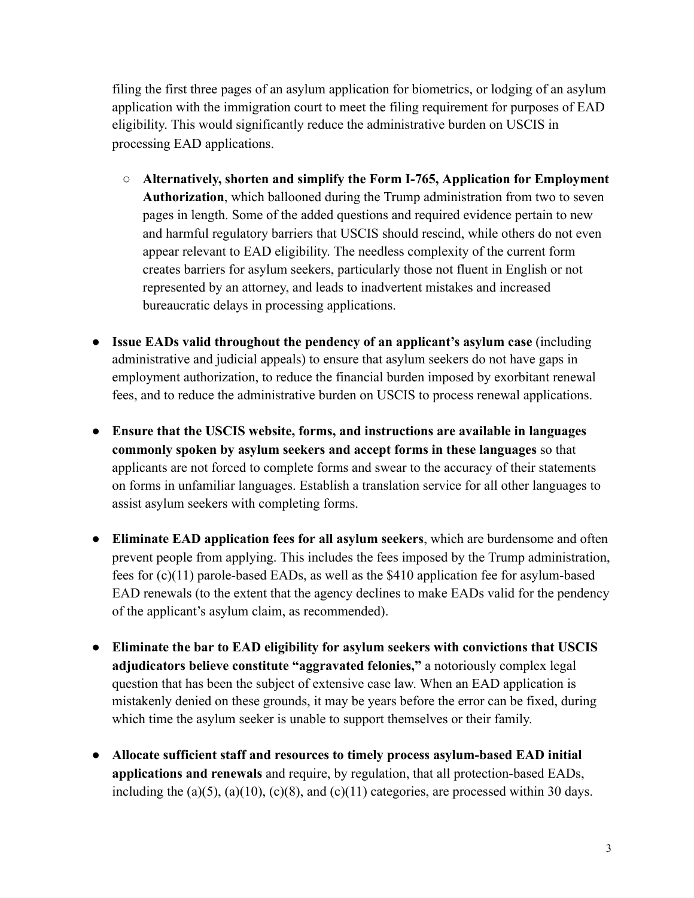filing the first three pages of an asylum application for biometrics, or lodging of an asylum application with the immigration court to meet the filing requirement for purposes of EAD eligibility. This would significantly reduce the administrative burden on USCIS in processing EAD applications.

  - **Alternatively, shorten and simplify the Form I-765, Application for Employment Authorization**, which ballooned during the Trump administration from two to seven pages in length. Some of the added questions and required evidence pertain to new and harmful regulatory barriers that USCIS should rescind, while others do not even appear relevant to EAD eligibility. The needless complexity of the current form creates barriers for asylum seekers, particularly those not fluent in English or not represented by an attorney, and leads to inadvertent mistakes and increased bureaucratic delays in processing applications.

- **Issue EADs valid throughout the pendency of an applicant's asylum case** (including administrative and judicial appeals) to ensure that asylum seekers do not have gaps in employment authorization, to reduce the financial burden imposed by exorbitant renewal fees, and to reduce the administrative burden on USCIS to process renewal applications.

- **Ensure that the USCIS website, forms, and instructions are available in languages commonly spoken by asylum seekers and accept forms in these languages** so that applicants are not forced to complete forms and swear to the accuracy of their statements on forms in unfamiliar languages. Establish a translation service for all other languages to assist asylum seekers with completing forms.

- **Eliminate EAD application fees for all asylum seekers**, which are burdensome and often prevent people from applying. This includes the fees imposed by the Trump administration, fees for (c)(11) parole-based EADs, as well as the $410 application fee for asylum-based EAD renewals (to the extent that the agency declines to make EADs valid for the pendency of the applicant's asylum claim, as recommended).

- **Eliminate the bar to EAD eligibility for asylum seekers with convictions that USCIS adjudicators believe constitute "aggravated felonies,"** a notoriously complex legal question that has been the subject of extensive case law. When an EAD application is mistakenly denied on these grounds, it may be years before the error can be fixed, during which time the asylum seeker is unable to support themselves or their family.

- **Allocate sufficient staff and resources to timely process asylum-based EAD initial applications and renewals** and require, by regulation, that all protection-based EADs, including the (a)(5), (a)(10), (c)(8), and (c)(11) categories, are processed within 30 days.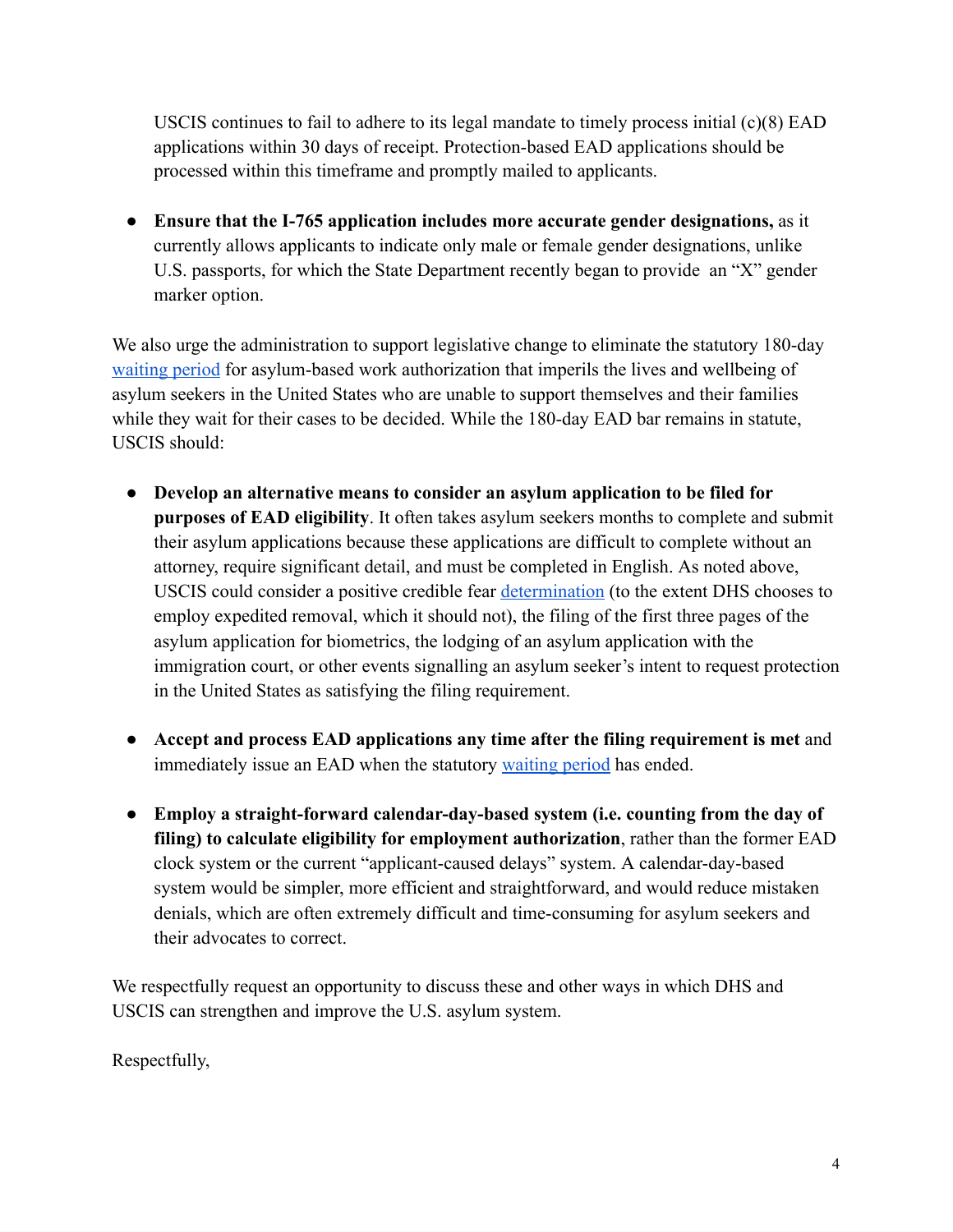USCIS continues to fail to adhere to its legal mandate to timely process initial (c)(8) EAD applications within 30 days of receipt. Protection-based EAD applications should be processed within this timeframe and promptly mailed to applicants.

- **Ensure that the I-765 application includes more accurate gender designations,** as it currently allows applicants to indicate only male or female gender designations, unlike U.S. passports, for which the State Department recently began to provide an "X" gender marker option.

We also urge the administration to support legislative change to eliminate the statutory 180-day waiting period for asylum-based work authorization that imperils the lives and wellbeing of asylum seekers in the United States who are unable to support themselves and their families while they wait for their cases to be decided. While the 180-day EAD bar remains in statute, USCIS should:

- **Develop an alternative means to consider an asylum application to be filed for purposes of EAD eligibility**. It often takes asylum seekers months to complete and submit their asylum applications because these applications are difficult to complete without an attorney, require significant detail, and must be completed in English. As noted above, USCIS could consider a positive credible fear determination (to the extent DHS chooses to employ expedited removal, which it should not), the filing of the first three pages of the asylum application for biometrics, the lodging of an asylum application with the immigration court, or other events signalling an asylum seeker's intent to request protection in the United States as satisfying the filing requirement.

- **Accept and process EAD applications any time after the filing requirement is met** and immediately issue an EAD when the statutory waiting period has ended.

- **Employ a straight-forward calendar-day-based system (i.e. counting from the day of filing) to calculate eligibility for employment authorization**, rather than the former EAD clock system or the current "applicant-caused delays" system. A calendar-day-based system would be simpler, more efficient and straightforward, and would reduce mistaken denials, which are often extremely difficult and time-consuming for asylum seekers and their advocates to correct.

We respectfully request an opportunity to discuss these and other ways in which DHS and USCIS can strengthen and improve the U.S. asylum system.

Respectfully,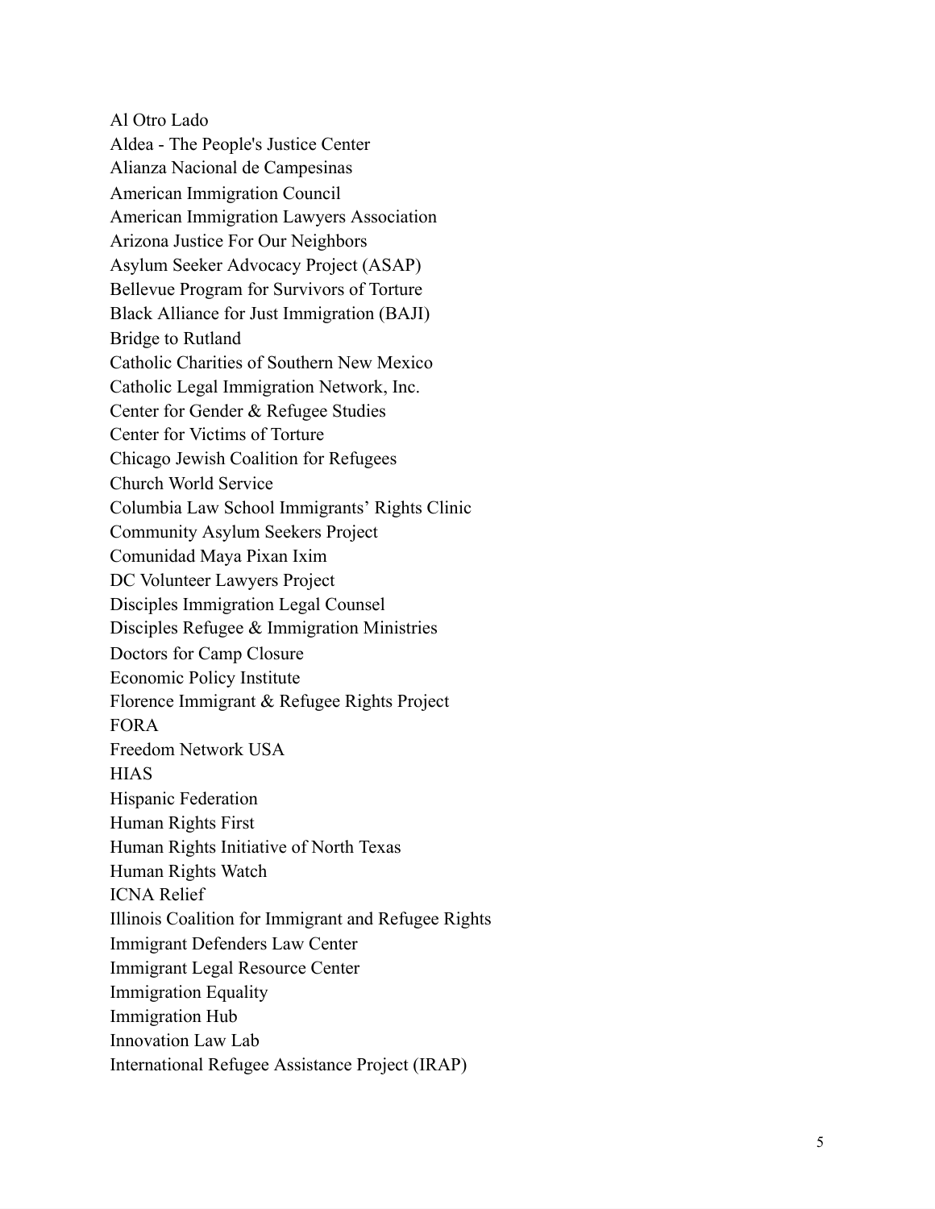Al Otro Lado  
Aldea - The People's Justice Center  
Alianza Nacional de Campesinas  
American Immigration Council  
American Immigration Lawyers Association  
Arizona Justice For Our Neighbors  
Asylum Seeker Advocacy Project (ASAP)  
Bellevue Program for Survivors of Torture  
Black Alliance for Just Immigration (BAJI)  
Bridge to Rutland  
Catholic Charities of Southern New Mexico  
Catholic Legal Immigration Network, Inc.  
Center for Gender & Refugee Studies  
Center for Victims of Torture  
Chicago Jewish Coalition for Refugees  
Church World Service  
Columbia Law School Immigrants' Rights Clinic  
Community Asylum Seekers Project  
Comunidad Maya Pixan Ixim  
DC Volunteer Lawyers Project  
Disciples Immigration Legal Counsel  
Disciples Refugee & Immigration Ministries  
Doctors for Camp Closure  
Economic Policy Institute  
Florence Immigrant & Refugee Rights Project  
FORA  
Freedom Network USA  
HIAS  
Hispanic Federation  
Human Rights First  
Human Rights Initiative of North Texas  
Human Rights Watch  
ICNA Relief  
Illinois Coalition for Immigrant and Refugee Rights  
Immigrant Defenders Law Center  
Immigrant Legal Resource Center  
Immigration Equality  
Immigration Hub  
Innovation Law Lab  
International Refugee Assistance Project (IRAP)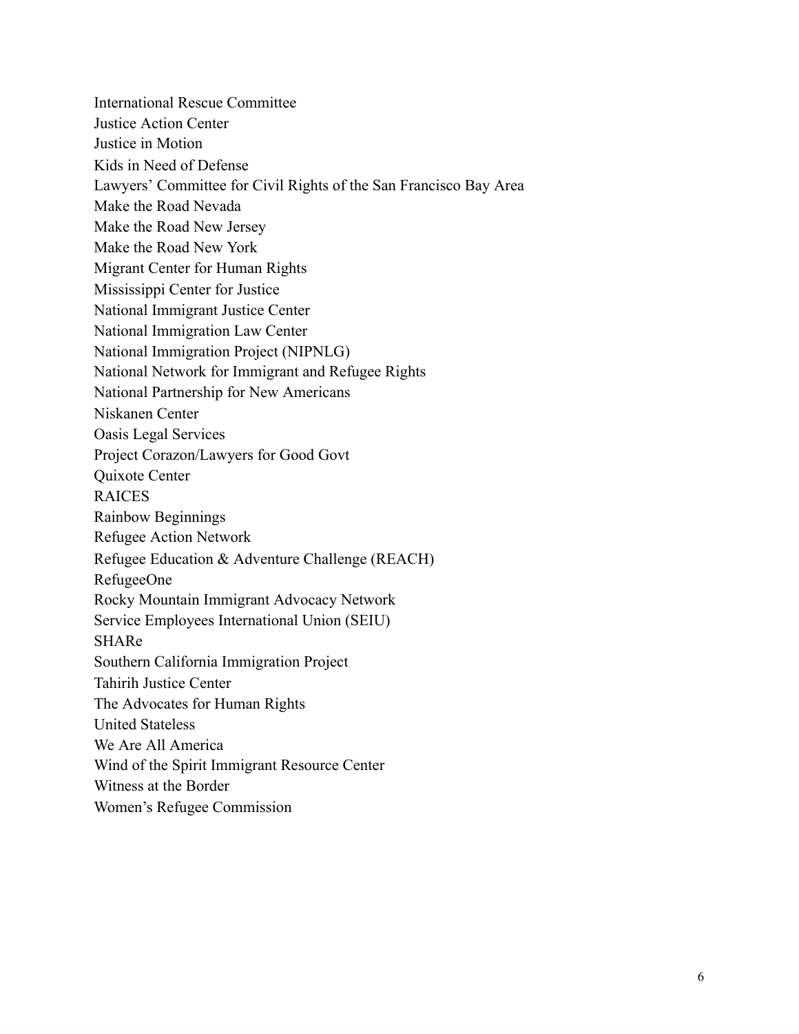International Rescue Committee
Justice Action Center
Justice in Motion
Kids in Need of Defense
Lawyers' Committee for Civil Rights of the San Francisco Bay Area
Make the Road Nevada
Make the Road New Jersey
Make the Road New York
Migrant Center for Human Rights
Mississippi Center for Justice
National Immigrant Justice Center
National Immigration Law Center
National Immigration Project (NIPNLG)
National Network for Immigrant and Refugee Rights
National Partnership for New Americans
Niskanen Center
Oasis Legal Services
Project Corazon/Lawyers for Good Govt
Quixote Center
RAICES
Rainbow Beginnings
Refugee Action Network
Refugee Education & Adventure Challenge (REACH)
RefugeeOne
Rocky Mountain Immigrant Advocacy Network
Service Employees International Union (SEIU)
SHARe
Southern California Immigration Project
Tahirih Justice Center
The Advocates for Human Rights
United Stateless
We Are All America
Wind of the Spirit Immigrant Resource Center
Witness at the Border
Women's Refugee Commission